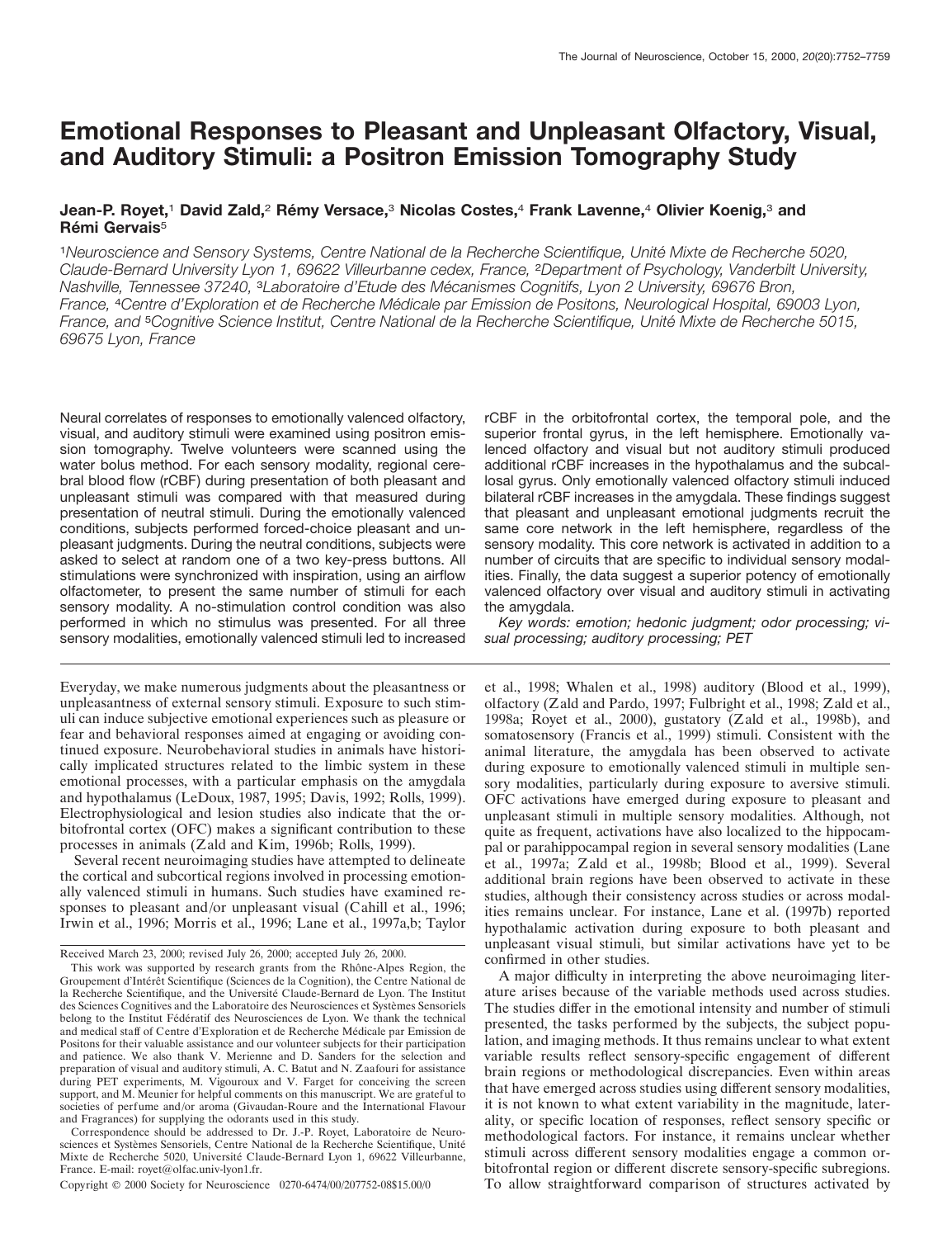# Emotional Responses to Pleasant and Unpleasant Olfactory, Visual, and Auditory Stimuli: a Positron Emission Tomography Study

**Jean-P. Royet,[1] David Zald,[2] Rémy Versace,[3] Nicolas Costes,[4] Frank Lavenne,[4] Olivier Koenig,[3] and Rémi Gervais[5]**

[1]*Neuroscience and Sensory Systems, Centre National de la Recherche Scientifique, Unité Mixte de Recherche 5020, Claude-Bernard University Lyon 1, 69622 Villeurbanne cedex, France,* [2]*Department of Psychology, Vanderbilt University, Nashville, Tennessee 37240,* [3]*Laboratoire d'Etude des Mécanismes Cognitifs, Lyon 2 University, 69676 Bron, France,* [4]*Centre d'Exploration et de Recherche Médicale par Emission de Positons, Neurological Hospital, 69003 Lyon, France, and* [5]*Cognitive Science Institut, Centre National de la Recherche Scientifique, Unité Mixte de Recherche 5015, 69675 Lyon, France*

Neural correlates of responses to emotionally valenced olfactory, visual, and auditory stimuli were examined using positron emission tomography. Twelve volunteers were scanned using the water bolus method. For each sensory modality, regional cerebral blood flow (rCBF) during presentation of both pleasant and unpleasant stimuli was compared with that measured during presentation of neutral stimuli. During the emotionally valenced conditions, subjects performed forced-choice pleasant and unpleasant judgments. During the neutral conditions, subjects were asked to select at random one of a two key-press buttons. All stimulations were synchronized with inspiration, using an airflow olfactometer, to present the same number of stimuli for each sensory modality. A no-stimulation control condition was also performed in which no stimulus was presented. For all three sensory modalities, emotionally valenced stimuli led to increased rCBF in the orbitofrontal cortex, the temporal pole, and the superior frontal gyrus, in the left hemisphere. Emotionally valenced olfactory and visual but not auditory stimuli produced additional rCBF increases in the hypothalamus and the subcallosal gyrus. Only emotionally valenced olfactory stimuli induced bilateral rCBF increases in the amygdala. These findings suggest that pleasant and unpleasant emotional judgments recruit the same core network in the left hemisphere, regardless of the sensory modality. This core network is activated in addition to a number of circuits that are specific to individual sensory modalities. Finally, the data suggest a superior potency of emotionally valenced olfactory over visual and auditory stimuli in activating the amygdala.

*Key words: emotion; hedonic judgment; odor processing; visual processing; auditory processing; PET*

Everyday, we make numerous judgments about the pleasantness or unpleasantness of external sensory stimuli. Exposure to such stimuli can induce subjective emotional experiences such as pleasure or fear and behavioral responses aimed at engaging or avoiding continued exposure. Neurobehavioral studies in animals have historically implicated structures related to the limbic system in these emotional processes, with a particular emphasis on the amygdala and hypothalamus (LeDoux, 1987, 1995; Davis, 1992; Rolls, 1999). Electrophysiological and lesion studies also indicate that the orbitofrontal cortex (OFC) makes a significant contribution to these processes in animals (Zald and Kim, 1996b; Rolls, 1999).

Several recent neuroimaging studies have attempted to delineate the cortical and subcortical regions involved in processing emotionally valenced stimuli in humans. Such studies have examined responses to pleasant and/or unpleasant visual (Cahill et al., 1996; Irwin et al., 1996; Morris et al., 1996; Lane et al., 1997a,b; Taylor et al., 1998; Whalen et al., 1998) auditory (Blood et al., 1999), olfactory (Zald and Pardo, 1997; Fulbright et al., 1998; Zald et al., 1998a; Royet et al., 2000), gustatory (Zald et al., 1998b), and somatosensory (Francis et al., 1999) stimuli. Consistent with the animal literature, the amygdala has been observed to activate during exposure to emotionally valenced stimuli in multiple sensory modalities, particularly during exposure to aversive stimuli. OFC activations have emerged during exposure to pleasant and unpleasant stimuli in multiple sensory modalities. Although, not quite as frequent, activations have also localized to the hippocampal or parahippocampal region in several sensory modalities (Lane et al., 1997a; Zald et al., 1998b; Blood et al., 1999). Several additional brain regions have been observed to activate in these studies, although their consistency across studies or across modalities remains unclear. For instance, Lane et al. (1997b) reported hypothalamic activation during exposure to both pleasant and unpleasant visual stimuli, but similar activations have yet to be confirmed in other studies.

A major difficulty in interpreting the above neuroimaging literature arises because of the variable methods used across studies. The studies differ in the emotional intensity and number of stimuli presented, the tasks performed by the subjects, the subject population, and imaging methods. It thus remains unclear to what extent variable results reflect sensory-specific engagement of different brain regions or methodological discrepancies. Even within areas that have emerged across studies using different sensory modalities, it is not known to what extent variability in the magnitude, laterality, or specific location of responses, reflect sensory specific or methodological factors. For instance, it remains unclear whether stimuli across different sensory modalities engage a common orbitofrontal region or different discrete sensory-specific subregions. To allow straightforward comparison of structures activated by

---

Received March 23, 2000; revised July 26, 2000; accepted July 26, 2000.

This work was supported by research grants from the Rhône-Alpes Region, the Groupement d'Intérêt Scientifique (Sciences de la Cognition), the Centre National de la Recherche Scientifique, and the Université Claude-Bernard de Lyon. The Institut des Sciences Cognitives and the Laboratoire des Neurosciences et Systèmes Sensoriels belong to the Institut Fédératif des Neurosciences de Lyon. We thank the technical and medical staff of Centre d'Exploration et de Recherche Médicale par Emission de Positons for their valuable assistance and our volunteer subjects for their participation and patience. We also thank V. Merienne and D. Sanders for the selection and preparation of visual and auditory stimuli, A. C. Batut and N. Zaafouri for assistance during PET experiments, M. Vigouroux and V. Farget for conceiving the screen support, and M. Meunier for helpful comments on this manuscript. We are grateful to societies of perfume and/or aroma (Givaudan-Roure and the International Flavour and Fragrances) for supplying the odorants used in this study.

Correspondence should be addressed to Dr. J.-P. Royet, Laboratoire de Neurosciences et Systèmes Sensoriels, Centre National de la Recherche Scientifique, Unité Mixte de Recherche 5020, Université Claude-Bernard Lyon 1, 69622 Villeurbanne, France. E-mail: royet@olfac.univ-lyon1.fr.

Copyright © 2000 Society for Neuroscience 0270-6474/00/207752-08$15.00/0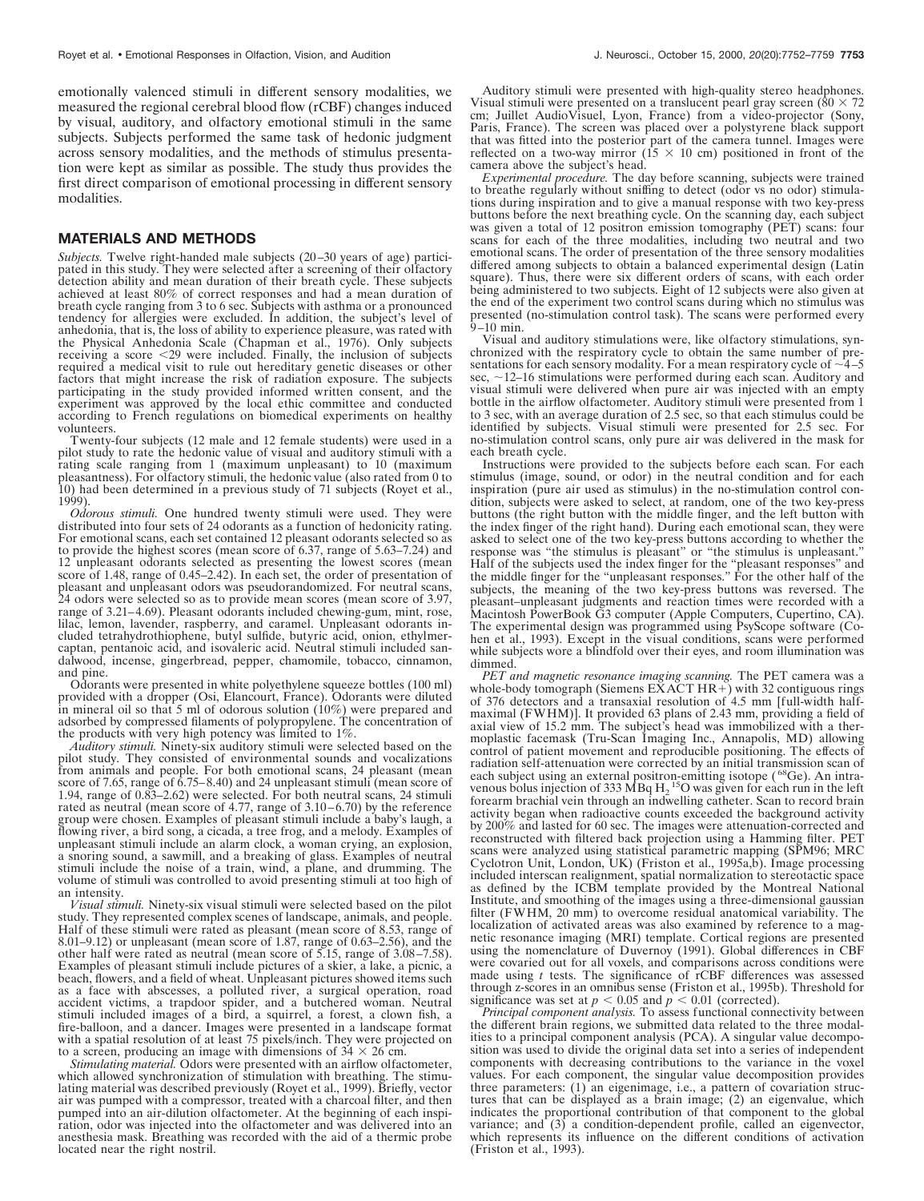emotionally valenced stimuli in different sensory modalities, we measured the regional cerebral blood flow (rCBF) changes induced by visual, auditory, and olfactory emotional stimuli in the same subjects. Subjects performed the same task of hedonic judgment across sensory modalities, and the methods of stimulus presentation were kept as similar as possible. The study thus provides the first direct comparison of emotional processing in different sensory modalities.

## MATERIALS AND METHODS

*Subjects.* Twelve right-handed male subjects (20–30 years of age) participated in this study. They were selected after a screening of their olfactory detection ability and mean duration of their breath cycle. These subjects achieved at least 80% of correct responses and had a mean duration of breath cycle ranging from 3 to 6 sec. Subjects with asthma or a pronounced tendency for allergies were excluded. In addition, the subject's level of anhedonia, that is, the loss of ability to experience pleasure, was rated with the Physical Anhedonia Scale (Chapman et al., 1976). Only subjects receiving a score <29 were included. Finally, the inclusion of subjects required a medical visit to rule out hereditary genetic diseases or other factors that might increase the risk of radiation exposure. The subjects participating in the study provided informed written consent, and the experiment was approved by the local ethic committee and conducted according to French regulations on biomedical experiments on healthy volunteers.

Twenty-four subjects (12 male and 12 female students) were used in a pilot study to rate the hedonic value of visual and auditory stimuli with a rating scale ranging from 1 (maximum unpleasant) to 10 (maximum pleasantness). For olfactory stimuli, the hedonic value (also rated from 0 to 10) had been determined in a previous study of 71 subjects (Royet et al., 1999).

*Odorous stimuli.* One hundred twenty stimuli were used. They were distributed into four sets of 24 odorants as a function of hedonicity rating. For emotional scans, each set contained 12 pleasant odorants selected so as to provide the highest scores (mean score of 6.37, range of 5.63–7.24) and 12 unpleasant odorants selected as presenting the lowest scores (mean score of 1.48, range of 0.45–2.42). In each set, the order of presentation of pleasant and unpleasant odors was pseudorandomized. For neutral scans, 24 odors were selected so as to provide mean scores (mean score of 3.97, range of 3.21–4.69). Pleasant odorants included chewing-gum, mint, rose, lilac, lemon, lavender, raspberry, and caramel. Unpleasant odorants included tetrahydrothiophene, butyl sulfide, butyric acid, onion, ethylmercaptan, pentanoic acid, and isovaleric acid. Neutral stimuli included sandalwood, incense, gingerbread, pepper, chamomile, tobacco, cinnamon, and pine.

Odorants were presented in white polyethylene squeeze bottles (100 ml) provided with a dropper (Osi, Elancourt, France). Odorants were diluted in mineral oil so that 5 ml of odorous solution (10%) were prepared and adsorbed by compressed filaments of polypropylene. The concentration of the products with very high potency was limited to 1%.

*Auditory stimuli.* Ninety-six auditory stimuli were selected based on the pilot study. They consisted of environmental sounds and vocalizations from animals and people. For both emotional scans, 24 pleasant (mean score of 7.65, range of 6.75–8.40) and 24 unpleasant stimuli (mean score of 1.94, range of 0.83–2.62) were selected. For both neutral scans, 24 stimuli rated as neutral (mean score of 4.77, range of 3.10–6.70) by the reference group were chosen. Examples of pleasant stimuli include a baby's laugh, a flowing river, a bird song, a cicada, a tree frog, and a melody. Examples of unpleasant stimuli include an alarm clock, a woman crying, an explosion, a snoring sound, a sawmill, and a breaking of glass. Examples of neutral stimuli include the noise of a train, wind, a plane, and drumming. The volume of stimuli was controlled to avoid presenting stimuli at too high of an intensity.

*Visual stimuli.* Ninety-six visual stimuli were selected based on the pilot study. They represented complex scenes of landscape, animals, and people. Half of these stimuli were rated as pleasant (mean score of 8.53, range of 8.01–9.12) or unpleasant (mean score of 1.87, range of 0.63–2.56), and the other half were rated as neutral (mean score of 5.15, range of 3.08–7.58). Examples of pleasant stimuli include pictures of a skier, a lake, a picnic, a beach, flowers, and a field of wheat. Unpleasant pictures showed items such as a face with abscesses, a polluted river, a surgical operation, road accident victims, a trapdoor spider, and a butchered woman. Neutral stimuli included images of a bird, a squirrel, a forest, a clown fish, a fire-balloon, and a dancer. Images were presented in a landscape format with a spatial resolution of at least 75 pixels/inch. They were projected on to a screen, producing an image with dimensions of 34 × 26 cm.

*Stimulating material.* Odors were presented with an airflow olfactometer, which allowed synchronization of stimulation with breathing. The stimulating material was described previously (Royet et al., 1999). Briefly, vector air was pumped with a compressor, treated with a charcoal filter, and then pumped into an air-dilution olfactometer. At the beginning of each inspiration, odor was injected into the olfactometer and was delivered into an anesthesia mask. Breathing was recorded with the aid of a thermic probe located near the right nostril.

Auditory stimuli were presented with high-quality stereo headphones. Visual stimuli were presented on a translucent pearl gray screen (80 × 72 cm; Juillet AudioVisuel, Lyon, France) from a video-projector (Sony, Paris, France). The screen was placed over a polystyrene black support that was fitted into the posterior part of the camera tunnel. Images were reflected on a two-way mirror (15 × 10 cm) positioned in front of the camera above the subject's head.

*Experimental procedure.* The day before scanning, subjects were trained to breathe regularly without sniffing to detect (odor vs no odor) stimulations during inspiration and to give a manual response with two key-press buttons before the next breathing cycle. On the scanning day, each subject was given a total of 12 positron emission tomography (PET) scans: four scans for each of the three modalities, including two neutral and two emotional scans. The order of presentation of the three sensory modalities differed among subjects to obtain a balanced experimental design (Latin square). Thus, there were six different orders of scans, with each order being administered to two subjects. Eight of 12 subjects were also given at the end of the experiment two control scans during which no stimulus was presented (no-stimulation control task). The scans were performed every 9–10 min.

Visual and auditory stimulations were, like olfactory stimulations, synchronized with the respiratory cycle to obtain the same number of presentations for each sensory modality. For a mean respiratory cycle of ~4–5 sec, ~12–16 stimulations were performed during each scan. Auditory and visual stimuli were delivered when pure air was injected with an empty bottle in the airflow olfactometer. Auditory stimuli were presented from 1 to 3 sec, with an average duration of 2.5 sec, so that each stimulus could be identified by subjects. Visual stimuli were presented for 2.5 sec. For no-stimulation control scans, only pure air was delivered in the mask for each breath cycle.

Instructions were provided to the subjects before each scan. For each stimulus (image, sound, or odor) in the neutral condition and for each inspiration (pure air used as stimulus) in the no-stimulation control condition, subjects were asked to select, at random, one of the two key-press buttons (the right button with the middle finger, and the left button with the index finger of the right hand). During each emotional scan, they were asked to select one of the two key-press buttons according to whether the response was "the stimulus is pleasant" or "the stimulus is unpleasant." Half of the subjects used the index finger for the "pleasant responses" and the middle finger for the "unpleasant responses." For the other half of the subjects, the meaning of the two key-press buttons was reversed. The pleasant–unpleasant judgments and reaction times were recorded with a Macintosh PowerBook G3 computer (Apple Computers, Cupertino, CA). The experimental design was programmed using PsyScope software (Cohen et al., 1993). Except in the visual conditions, scans were performed while subjects wore a blindfold over their eyes, and room illumination was dimmed.

*PET and magnetic resonance imaging scanning.* The PET camera was a whole-body tomograph (Siemens EXACT HR+) with 32 contiguous rings of 376 detectors and a transaxial resolution of 4.5 mm [full-width half-maximal (FWHM)]. It provided 63 plans of 2.43 mm, providing a field of axial view of 15.2 mm. The subject's head was immobilized with a thermoplastic facemask (Tru-Scan Imaging Inc., Annapolis, MD) allowing control of patient movement and reproducible positioning. The effects of radiation self-attenuation were corrected by an initial transmission scan of each subject using an external positron-emitting isotope ($^{68}$Ge). An intravenous bolus injection of 333 MBq $H_2{}^{15}O$ was given for each run in the left forearm brachial vein through an indwelling catheter. Scan to record brain activity began when radioactive counts exceeded the background activity by 200% and lasted for 60 sec. The images were attenuation-corrected and reconstructed with filtered back projection using a Hamming filter. PET scans were analyzed using statistical parametric mapping (SPM96; MRC Cyclotron Unit, London, UK) (Friston et al., 1995a,b). Image processing included interscan realignment, spatial normalization to stereotactic space as defined by the ICBM template provided by the Montreal National Institute, and smoothing of the images using a three-dimensional gaussian filter (FWHM, 20 mm) to overcome residual anatomical variability. The localization of activated areas was also examined by reference to a magnetic resonance imaging (MRI) template. Cortical regions are presented using the nomenclature of Duvernoy (1991). Global differences in CBF were covaried out for all voxels, and comparisons across conditions were made using *t* tests. The significance of rCBF differences was assessed through z-scores in an omnibus sense (Friston et al., 1995b). Threshold for significance was set at $p < 0.05$ and $p < 0.01$ (corrected).

*Principal component analysis.* To assess functional connectivity between the different brain regions, we submitted data related to the three modalities to a principal component analysis (PCA). A singular value decomposition was used to divide the original data set into a series of independent components with decreasing contributions to the variance in the voxel values. For each component, the singular value decomposition provides three parameters: (1) an eigenimage, i.e., a pattern of covariation structures that can be displayed as a brain image; (2) an eigenvalue, which indicates the proportional contribution of that component to the global variance; and (3) a condition-dependent profile, called an eigenvector, which represents its influence on the different conditions of activation (Friston et al., 1993).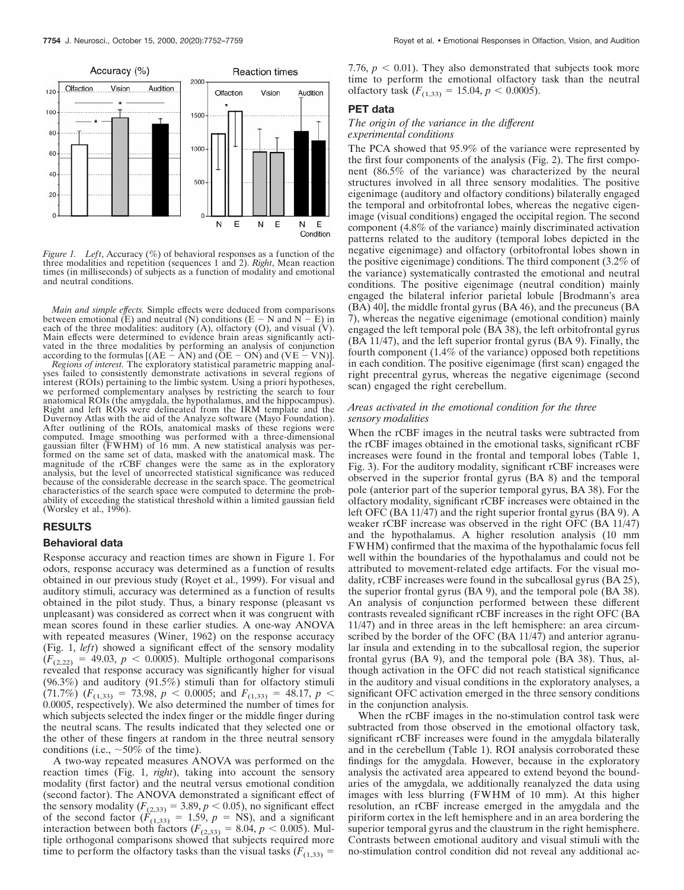*Figure 1.* *Left*, Accuracy (%) of behavioral responses as a function of the three modalities and repetition (sequences 1 and 2). *Right*, Mean reaction times (in milliseconds) of subjects as a function of modality and emotional and neutral conditions.

*Main and simple effects.* Simple effects were deduced from comparisons between emotional (E) and neutral (N) conditions (E − N and N − E) in each of the three modalities: auditory (A), olfactory (O), and visual (V). Main effects were determined to evidence brain areas significantly activated in the three modalities by performing an analysis of conjunction according to the formulas [(AE − AN) and (OE − ON) and (VE − VN)].

*Regions of interest.* The exploratory statistical parametric mapping analyses failed to consistently demonstrate activations in several regions of interest (ROIs) pertaining to the limbic system. Using a priori hypotheses, we performed complementary analyses by restricting the search to four anatomical ROIs (the amygdala, the hypothalamus, and the hippocampus). Right and left ROIs were delineated from the IRM template and the Duvernoy Atlas with the aid of the Analyze software (Mayo Foundation). After outlining of the ROIs, anatomical masks of these regions were computed. Image smoothing was performed with a three-dimensional gaussian filter (FWHM) of 16 mm. A new statistical analysis was performed on the same set of data, masked with the anatomical mask. The magnitude of the rCBF changes were the same as in the exploratory analysis, but the level of uncorrected statistical significance was reduced because of the considerable decrease in the search space. The geometrical characteristics of the search space were computed to determine the probability of exceeding the statistical threshold within a limited gaussian field (Worsley et al., 1996).

## RESULTS

### Behavioral data

Response accuracy and reaction times are shown in Figure 1. For odors, response accuracy was determined as a function of results obtained in our previous study (Royet et al., 1999). For visual and auditory stimuli, accuracy was determined as a function of results obtained in the pilot study. Thus, a binary response (pleasant vs unpleasant) was considered as correct when it was congruent with mean scores found in these earlier studies. A one-way ANOVA with repeated measures (Winer, 1962) on the response accuracy (Fig. 1, *left*) showed a significant effect of the sensory modality ($F_{(2,22)} = 49.03$, $p < 0.0005$). Multiple orthogonal comparisons revealed that response accuracy was significantly higher for visual (96.3%) and auditory (91.5%) stimuli than for olfactory stimuli (71.7%) ($F_{(1,33)} = 73.98$, $p < 0.0005$; and $F_{(1,33)} = 48.17$, $p < 0.0005$, respectively). We also determined the number of times for which subjects selected the index finger or the middle finger during the neutral scans. The results indicated that they selected one or the other of these fingers at random in the three neutral sensory conditions (i.e., ~50% of the time).

A two-way repeated measures ANOVA was performed on the reaction times (Fig. 1, *right*), taking into account the sensory modality (first factor) and the neutral versus emotional condition (second factor). The ANOVA demonstrated a significant effect of the sensory modality ($F_{(2,33)} = 3.89$, $p < 0.05$), no significant effect of the second factor ($F_{(1,33)} = 1.59$, $p$ = NS), and a significant interaction between both factors ($F_{(2,33)} = 8.04$, $p < 0.005$). Multiple orthogonal comparisons showed that subjects required more time to perform the olfactory tasks than the visual tasks ($F_{(1,33)} = 7.76$, $p < 0.01$). They also demonstrated that subjects took more time to perform the emotional olfactory task than the neutral olfactory task ($F_{(1,33)} = 15.04$, $p < 0.0005$).

### PET data

#### *The origin of the variance in the different experimental conditions*

The PCA showed that 95.9% of the variance were represented by the first four components of the analysis (Fig. 2). The first component (86.5% of the variance) was characterized by the neural structures involved in all three sensory modalities. The positive eigenimage (auditory and olfactory conditions) bilaterally engaged the temporal and orbitofrontal lobes, whereas the negative eigenimage (visual conditions) engaged the occipital region. The second component (4.8% of the variance) mainly discriminated activation patterns related to the auditory (temporal lobes depicted in the negative eigenimage) and olfactory (orbitofrontal lobes shown in the positive eigenimage) conditions. The third component (3.2% of the variance) systematically contrasted the emotional and neutral conditions. The positive eigenimage (neutral condition) mainly engaged the bilateral inferior parietal lobule [Brodmann's area (BA) 40], the middle frontal gyrus (BA 46), and the precuneus (BA 7), whereas the negative eigenimage (emotional condition) mainly engaged the left temporal pole (BA 38), the left orbitofrontal gyrus (BA 11/47), and the left superior frontal gyrus (BA 9). Finally, the fourth component (1.4% of the variance) opposed both repetitions in each condition. The positive eigenimage (first scan) engaged the right precentral gyrus, whereas the negative eigenimage (second scan) engaged the right cerebellum.

#### *Areas activated in the emotional condition for the three sensory modalities*

When the rCBF images in the neutral tasks were subtracted from the rCBF images obtained in the emotional tasks, significant rCBF increases were found in the frontal and temporal lobes (Table 1, Fig. 3). For the auditory modality, significant rCBF increases were observed in the superior frontal gyrus (BA 8) and the temporal pole (anterior part of the superior temporal gyrus, BA 38). For the olfactory modality, significant rCBF increases were obtained in the left OFC (BA 11/47) and the right superior frontal gyrus (BA 9). A weaker rCBF increase was observed in the right OFC (BA 11/47) and the hypothalamus. A higher resolution analysis (10 mm FWHM) confirmed that the maxima of the hypothalamic focus fell well within the boundaries of the hypothalamus and could not be attributed to movement-related edge artifacts. For the visual modality, rCBF increases were found in the subcallosal gyrus (BA 25), the superior frontal gyrus (BA 9), and the temporal pole (BA 38). An analysis of conjunction performed between these different contrasts revealed significant rCBF increases in the right OFC (BA 11/47) and in three areas in the left hemisphere: an area circumscribed by the border of the OFC (BA 11/47) and anterior agranular insula and extending in to the subcallosal region, the superior frontal gyrus (BA 9), and the temporal pole (BA 38). Thus, although activation in the OFC did not reach statistical significance in the auditory and visual conditions in the exploratory analyses, a significant OFC activation emerged in the three sensory conditions in the conjunction analysis.

When the rCBF images in the no-stimulation control task were subtracted from those observed in the emotional olfactory task, significant rCBF increases were found in the amygdala bilaterally and in the cerebellum (Table 1). ROI analysis corroborated these findings for the amygdala. However, because in the exploratory analysis the activated area appeared to extend beyond the boundaries of the amygdala, we additionally reanalyzed the data using images with less blurring (FWHM of 10 mm). At this higher resolution, an rCBF increase emerged in the amygdala and the piriform cortex in the left hemisphere and in an area bordering the superior temporal gyrus and the claustrum in the right hemisphere. Contrasts between emotional auditory and visual stimuli with the no-stimulation control condition did not reveal any additional ac-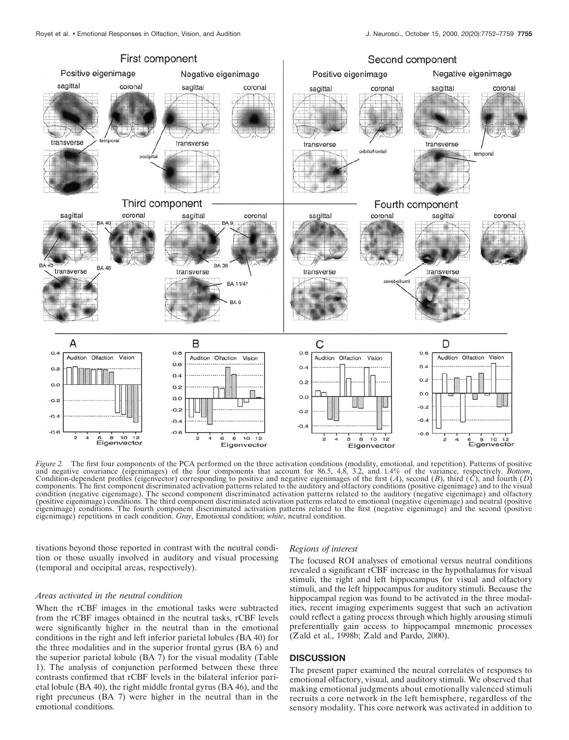*Figure 2.* The first four components of the PCA performed on the three activation conditions (modality, emotional, and repetition). Patterns of positive and negative covariance (eigenimages) of the four components that account for 86.5, 4.8, 3.2, and 1.4% of the variance, respectively. *Bottom*, Condition-dependent profiles (eigenvector) corresponding to positive and negative eigenimages of the first (*A*), second (*B*), third (*C*), and fourth (*D*) components. The first component discriminated activation patterns related to the auditory and olfactory conditions (positive eigenimage) and to the visual condition (negative eigenimage). The second component discriminated activation patterns related to the auditory (negative eigenimage) and olfactory (positive eigenimage) conditions. The third component discriminated activation patterns related to emotional (negative eigenimage) and neutral (positive eigenimage) conditions. The fourth component discriminated activation patterns related to the first (negative eigenimage) and the second (positive eigenimage) repetitions in each condition. *Gray*, Emotional condition; *white*, neutral condition.

tivations beyond those reported in contrast with the neutral condition or those usually involved in auditory and visual processing (temporal and occipital areas, respectively).

### *Areas activated in the neutral condition*

When the rCBF images in the emotional tasks were subtracted from the rCBF images obtained in the neutral tasks, rCBF levels were significantly higher in the neutral than in the emotional conditions in the right and left inferior parietal lobules (BA 40) for the three modalities and in the superior frontal gyrus (BA 6) and the superior parietal lobule (BA 7) for the visual modality (Table 1). The analysis of conjunction performed between these three contrasts confirmed that rCBF levels in the bilateral inferior parietal lobule (BA 40), the right middle frontal gyrus (BA 46), and the right precuneus (BA 7) were higher in the neutral than in the emotional conditions.

### *Regions of interest*

The focused ROI analyses of emotional versus neutral conditions revealed a significant rCBF increase in the hypothalamus for visual stimuli, the right and left hippocampus for visual and olfactory stimuli, and the left hippocampus for auditory stimuli. Because the hippocampal region was found to be activated in the three modalities, recent imaging experiments suggest that such an activation could reflect a gating process through which highly arousing stimuli preferentially gain access to hippocampal mnemonic processes (Zald et al., 1998b; Zald and Pardo, 2000).

## DISCUSSION

The present paper examined the neural correlates of responses to emotional olfactory, visual, and auditory stimuli. We observed that making emotional judgments about emotionally valenced stimuli recruits a core network in the left hemisphere, regardless of the sensory modality. This core network was activated in addition to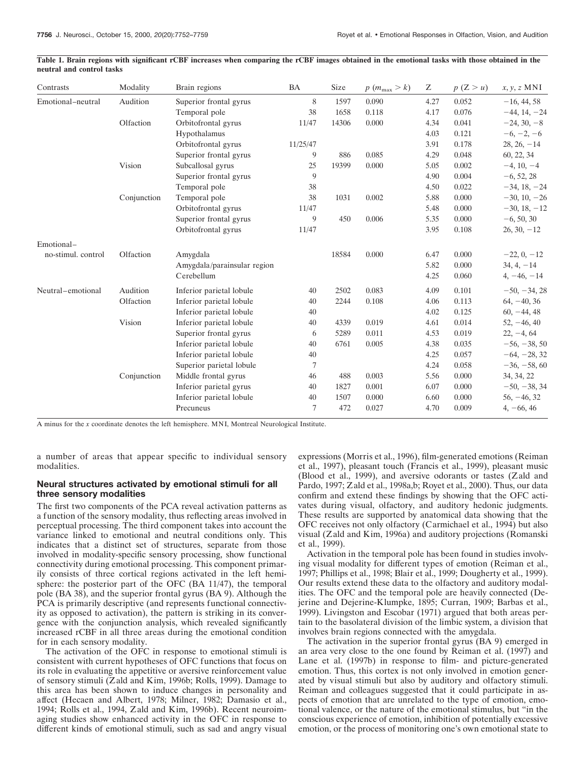**Table 1. Brain regions with significant rCBF increases when comparing the rCBF images obtained in the emotional tasks with those obtained in the neutral and control tasks**

| Contrasts | Modality | Brain regions | BA | Size | $p$ ($m_{max} > k$) | Z | $p$ (Z > $u$) | $x, y, z$ MNI |
|---|---|---|---|---|---|---|---|---|
| Emotional–neutral | Audition | Superior frontal gyrus | 8 | 1597 | 0.090 | 4.27 | 0.052 | −16, 44, 58 |
| | | Temporal pole | 38 | 1658 | 0.118 | 4.17 | 0.076 | −44, 14, −24 |
| | Olfaction | Orbitofrontal gyrus | 11/47 | 14306 | 0.000 | 4.34 | 0.041 | −24, 30, −8 |
| | | Hypothalamus | | | | 4.03 | 0.121 | −6, −2, −6 |
| | | Orbitofrontal gyrus | 11/25/47 | | | 3.91 | 0.178 | 28, 26, −14 |
| | | Superior frontal gyrus | 9 | 886 | 0.085 | 4.29 | 0.048 | 60, 22, 34 |
| | Vision | Subcallosal gyrus | 25 | 19399 | 0.000 | 5.05 | 0.002 | −4, 10, −4 |
| | | Superior frontal gyrus | 9 | | | 4.90 | 0.004 | −6, 52, 28 |
| | | Temporal pole | 38 | | | 4.50 | 0.022 | −34, 18, −24 |
| | Conjunction | Temporal pole | 38 | 1031 | 0.002 | 5.88 | 0.000 | −30, 10, −26 |
| | | Orbitofrontal gyrus | 11/47 | | | 5.48 | 0.000 | −30, 18, −12 |
| | | Superior frontal gyrus | 9 | 450 | 0.006 | 5.35 | 0.000 | −6, 50, 30 |
| | | Orbitofrontal gyrus | 11/47 | | | 3.95 | 0.108 | 26, 30, −12 |
| Emotional–no-stimul. control | Olfaction | Amygdala | | 18584 | 0.000 | 6.47 | 0.000 | −22, 0, −12 |
| | | Amygdala/parainsular region | | | | 5.82 | 0.000 | 34, 4, −14 |
| | | Cerebellum | | | | 4.25 | 0.060 | 4, −46, −14 |
| Neutral–emotional | Audition | Inferior parietal lobule | 40 | 2502 | 0.083 | 4.09 | 0.101 | −50, −34, 28 |
| | Olfaction | Inferior parietal lobule | 40 | 2244 | 0.108 | 4.06 | 0.113 | 64, −40, 36 |
| | | Inferior parietal lobule | 40 | | | 4.02 | 0.125 | 60, −44, 48 |
| | Vision | Inferior parietal lobule | 40 | 4339 | 0.019 | 4.61 | 0.014 | 52, −46, 40 |
| | | Superior frontal gyrus | 6 | 5289 | 0.011 | 4.53 | 0.019 | 22, −4, 64 |
| | | Inferior parietal lobule | 40 | 6761 | 0.005 | 4.38 | 0.035 | −56, −38, 50 |
| | | Inferior parietal lobule | 40 | | | 4.25 | 0.057 | −64, −28, 32 |
| | | Superior parietal lobule | 7 | | | 4.24 | 0.058 | −36, −58, 60 |
| | Conjunction | Middle frontal gyrus | 46 | 488 | 0.003 | 5.56 | 0.000 | 34, 34, 22 |
| | | Inferior parietal gyrus | 40 | 1827 | 0.001 | 6.07 | 0.000 | −50, −38, 34 |
| | | Inferior parietal lobule | 40 | 1507 | 0.000 | 6.60 | 0.000 | 56, −46, 32 |
| | | Precuneus | 7 | 472 | 0.027 | 4.70 | 0.009 | 4, −66, 46 |

A minus for the $x$ coordinate denotes the left hemisphere. MNI, Montreal Neurological Institute.

a number of areas that appear specific to individual sensory modalities.

### Neural structures activated by emotional stimuli for all three sensory modalities

The first two components of the PCA reveal activation patterns as a function of the sensory modality, thus reflecting areas involved in perceptual processing. The third component takes into account the variance linked to emotional and neutral conditions only. This indicates that a distinct set of structures, separate from those involved in modality-specific sensory processing, show functional connectivity during emotional processing. This component primarily consists of three cortical regions activated in the left hemisphere: the posterior part of the OFC (BA 11/47), the temporal pole (BA 38), and the superior frontal gyrus (BA 9). Although the PCA is primarily descriptive (and represents functional connectivity as opposed to activation), the pattern is striking in its convergence with the conjunction analysis, which revealed significantly increased rCBF in all three areas during the emotional condition for in each sensory modality.

The activation of the OFC in response to emotional stimuli is consistent with current hypotheses of OFC functions that focus on its role in evaluating the appetitive or aversive reinforcement value of sensory stimuli (Zald and Kim, 1996b; Rolls, 1999). Damage to this area has been shown to induce changes in personality and affect (Hecaen and Albert, 1978; Milner, 1982; Damasio et al., 1994; Rolls et al., 1994, Zald and Kim, 1996b). Recent neuroimaging studies show enhanced activity in the OFC in response to different kinds of emotional stimuli, such as sad and angry visual expressions (Morris et al., 1996), film-generated emotions (Reiman et al., 1997), pleasant touch (Francis et al., 1999), pleasant music (Blood et al., 1999), and aversive odorants or tastes (Zald and Pardo, 1997; Zald et al., 1998a,b; Royet et al., 2000). Thus, our data confirm and extend these findings by showing that the OFC activates during visual, olfactory, and auditory hedonic judgments. These results are supported by anatomical data showing that the OFC receives not only olfactory (Carmichael et al., 1994) but also visual (Zald and Kim, 1996a) and auditory projections (Romanski et al., 1999).

Activation in the temporal pole has been found in studies involving visual modality for different types of emotion (Reiman et al., 1997; Phillips et al., 1998; Blair et al., 1999; Dougherty et al., 1999). Our results extend these data to the olfactory and auditory modalities. The OFC and the temporal pole are heavily connected (Dejerine and Dejerine-Klumpke, 1895; Curran, 1909; Barbas et al., 1999). Livingston and Escobar (1971) argued that both areas pertain to the basolateral division of the limbic system, a division that involves brain regions connected with the amygdala.

The activation in the superior frontal gyrus (BA 9) emerged in an area very close to the one found by Reiman et al. (1997) and Lane et al. (1997b) in response to film- and picture-generated emotion. Thus, this cortex is not only involved in emotion generated by visual stimuli but also by auditory and olfactory stimuli. Reiman and colleagues suggested that it could participate in aspects of emotion that are unrelated to the type of emotion, emotional valence, or the nature of the emotional stimulus, but "in the conscious experience of emotion, inhibition of potentially excessive emotion, or the process of monitoring one's own emotional state to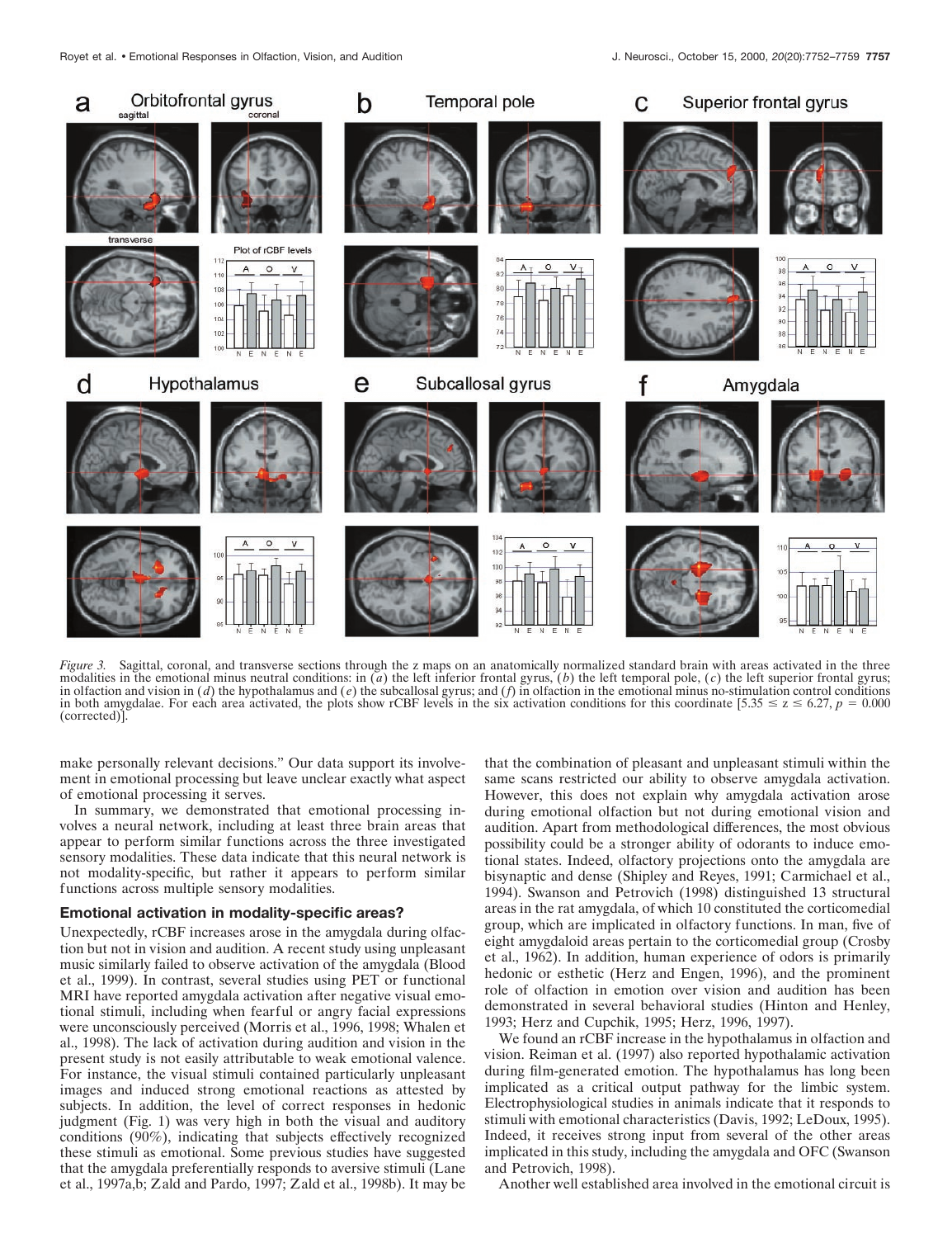*Figure 3.* Sagittal, coronal, and transverse sections through the z maps on an anatomically normalized standard brain with areas activated in the three modalities in the emotional minus neutral conditions: in (*a*) the left inferior frontal gyrus, (*b*) the left temporal pole, (*c*) the left superior frontal gyrus; in olfaction and vision in (*d*) the hypothalamus and (*e*) the subcallosal gyrus; and (*f*) in olfaction in the emotional minus no-stimulation control conditions in both amygdalae. For each area activated, the plots show rCBF levels in the six activation conditions for this coordinate [$5.35 \leq z \leq 6.27$, $p = 0.000$ (corrected)].

make personally relevant decisions." Our data support its involvement in emotional processing but leave unclear exactly what aspect of emotional processing it serves.

In summary, we demonstrated that emotional processing involves a neural network, including at least three brain areas that appear to perform similar functions across the three investigated sensory modalities. These data indicate that this neural network is not modality-specific, but rather it appears to perform similar functions across multiple sensory modalities.

### Emotional activation in modality-specific areas?

Unexpectedly, rCBF increases arose in the amygdala during olfaction but not in vision and audition. A recent study using unpleasant music similarly failed to observe activation of the amygdala (Blood et al., 1999). In contrast, several studies using PET or functional MRI have reported amygdala activation after negative visual emotional stimuli, including when fearful or angry facial expressions were unconsciously perceived (Morris et al., 1996, 1998; Whalen et al., 1998). The lack of activation during audition and vision in the present study is not easily attributable to weak emotional valence. For instance, the visual stimuli contained particularly unpleasant images and induced strong emotional reactions as attested by subjects. In addition, the level of correct responses in hedonic judgment (Fig. 1) was very high in both the visual and auditory conditions (90%), indicating that subjects effectively recognized these stimuli as emotional. Some previous studies have suggested that the amygdala preferentially responds to aversive stimuli (Lane et al., 1997a,b; Zald and Pardo, 1997; Zald et al., 1998b). It may be that the combination of pleasant and unpleasant stimuli within the same scans restricted our ability to observe amygdala activation. However, this does not explain why amygdala activation arose during emotional olfaction but not during emotional vision and audition. Apart from methodological differences, the most obvious possibility could be a stronger ability of odorants to induce emotional states. Indeed, olfactory projections onto the amygdala are bisynaptic and dense (Shipley and Reyes, 1991; Carmichael et al., 1994). Swanson and Petrovich (1998) distinguished 13 structural areas in the rat amygdala, of which 10 constituted the corticomedial group, which are implicated in olfactory functions. In man, five of eight amygdaloid areas pertain to the corticomedial group (Crosby et al., 1962). In addition, human experience of odors is primarily hedonic or esthetic (Herz and Engen, 1996), and the prominent role of olfaction in emotion over vision and audition has been demonstrated in several behavioral studies (Hinton and Henley, 1993; Herz and Cupchik, 1995; Herz, 1996, 1997).

We found an rCBF increase in the hypothalamus in olfaction and vision. Reiman et al. (1997) also reported hypothalamic activation during film-generated emotion. The hypothalamus has long been implicated as a critical output pathway for the limbic system. Electrophysiological studies in animals indicate that it responds to stimuli with emotional characteristics (Davis, 1992; LeDoux, 1995). Indeed, it receives strong input from several of the other areas implicated in this study, including the amygdala and OFC (Swanson and Petrovich, 1998).

Another well established area involved in the emotional circuit is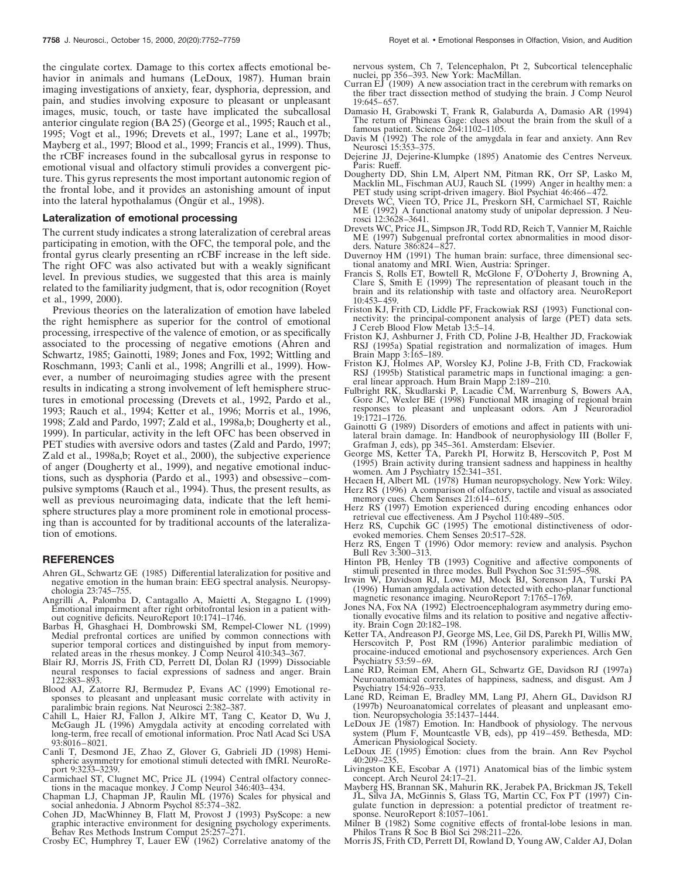the cingulate cortex. Damage to this cortex affects emotional behavior in animals and humans (LeDoux, 1987). Human brain imaging investigations of anxiety, fear, dysphoria, depression, and pain, and studies involving exposure to pleasant or unpleasant images, music, touch, or taste have implicated the subcallosal anterior cingulate region (BA 25) (George et al., 1995; Rauch et al., 1995; Vogt et al., 1996; Drevets et al., 1997; Lane et al., 1997b; Mayberg et al., 1997; Blood et al., 1999; Francis et al., 1999). Thus, the rCBF increases found in the subcallosal gyrus in response to emotional visual and olfactory stimuli provides a convergent picture. This gyrus represents the most important autonomic region of the frontal lobe, and it provides an astonishing amount of input into the lateral hypothalamus (Öngür et al., 1998).

### Lateralization of emotional processing

The current study indicates a strong lateralization of cerebral areas participating in emotion, with the OFC, the temporal pole, and the frontal gyrus clearly presenting an rCBF increase in the left side. The right OFC was also activated but with a weakly significant level. In previous studies, we suggested that this area is mainly related to the familiarity judgment, that is, odor recognition (Royet et al., 1999, 2000).

Previous theories on the lateralization of emotion have labeled the right hemisphere as superior for the control of emotional processing, irrespective of the valence of emotion, or as specifically associated to the processing of negative emotions (Ahren and Schwartz, 1985; Gainotti, 1989; Jones and Fox, 1992; Wittling and Roschmann, 1993; Canli et al., 1998; Angrilli et al., 1999). However, a number of neuroimaging studies agree with the present results in indicating a strong involvement of left hemisphere structures in emotional processing (Drevets et al., 1992, Pardo et al., 1993; Rauch et al., 1994; Ketter et al., 1996; Morris et al., 1996, 1998; Zald and Pardo, 1997; Zald et al., 1998a,b; Dougherty et al., 1999). In particular, activity in the left OFC has been observed in PET studies with aversive odors and tastes (Zald and Pardo, 1997; Zald et al., 1998a,b; Royet et al., 2000), the subjective experience of anger (Dougherty et al., 1999), and negative emotional inductions, such as dysphoria (Pardo et al., 1993) and obsessive–compulsive symptoms (Rauch et al., 1994). Thus, the present results, as well as previous neuroimaging data, indicate that the left hemisphere structures play a more prominent role in emotional processing than is accounted for by traditional accounts of the lateralization of emotions.

## REFERENCES

- Ahren GL, Schwartz GE (1985) Differential lateralization for positive and negative emotion in the human brain: EEG spectral analysis. Neuropsychologia 23:745–755.
- Angrilli A, Palomba D, Cantagallo A, Maietti A, Stegagno L (1999) Emotional impairment after right orbitofrontal lesion in a patient without cognitive deficits. NeuroReport 10:1741–1746.
- Barbas H, Ghasghaei H, Dombrowski SM, Rempel-Clower NL (1999) Medial prefrontal cortices are unified by common connections with superior temporal cortices and distinguished by input from memory-related areas in the rhesus monkey. J Comp Neurol 410:343–367.
- Blair RJ, Morris JS, Frith CD, Perrett DI, Dolan RJ (1999) Dissociable neural responses to facial expressions of sadness and anger. Brain 122:883–893.
- Blood AJ, Zatorre RJ, Bermudez P, Evans AC (1999) Emotional responses to pleasant and unpleasant music correlate with activity in paralimbic brain regions. Nat Neurosci 2:382–387.
- Cahill L, Haier RJ, Fallon J, Alkire MT, Tang C, Keator D, Wu J, McGaugh JL (1996) Amygdala activity at encoding correlated with long-term, free recall of emotional information. Proc Natl Acad Sci USA 93:8016–8021.
- Canli T, Desmond JE, Zhao Z, Glover G, Gabrieli JD (1998) Hemispheric asymmetry for emotional stimuli detected with fMRI. NeuroReport 9:3233–3239.
- Carmichael ST, Clugnet MC, Price JL (1994) Central olfactory connections in the macaque monkey. J Comp Neurol 346:403–434.
- Chapman LJ, Chapman JP, Raulin ML (1976) Scales for physical and social anhedonia. J Abnorm Psychol 85:374–382.
- Cohen JD, MacWhinney B, Flatt M, Provost J (1993) PsyScope: a new graphic interactive environment for designing psychology experiments. Behav Res Methods Instrum Comput 25:257–271.
- Crosby EC, Humphrey T, Lauer EW (1962) Correlative anatomy of the nervous system, Ch 7, Telencephalon, Pt 2, Subcortical telencephalic nuclei, pp 356–393. New York: MacMillan.
- Curran EJ (1909) A new association tract in the cerebrum with remarks on the fiber tract dissection method of studying the brain. J Comp Neurol 19:645–657.
- Damasio H, Grabowski T, Frank R, Galaburda A, Damasio AR (1994) The return of Phineas Gage: clues about the brain from the skull of a famous patient. Science 264:1102–1105.
- Davis M (1992) The role of the amygdala in fear and anxiety. Ann Rev Neurosci 15:353–375.
- Dejerine JJ, Dejerine-Klumpke (1895) Anatomie des Centres Nerveux. Paris: Rueff.
- Dougherty DD, Shin LM, Alpert NM, Pitman RK, Orr SP, Lasko M, Macklin ML, Fischman AUJ, Rauch SL (1999) Anger in healthy men: a PET study using script-driven imagery. Biol Psychiat 46:466–472.
- Drevets WC, Vieen TO, Price JL, Preskorn SH, Carmichael ST, Raichle ME (1992) A functional anatomy study of unipolar depression. J Neurosci 12:3628–3641.
- Drevets WC, Price JL, Simpson JR, Todd RD, Reich T, Vannier M, Raichle ME (1997) Subgenual prefrontal cortex abnormalities in mood disorders. Nature 386:824–827.
- Duvernoy HM (1991) The human brain: surface, three dimensional sectional anatomy and MRI. Wien, Austria: Springer.
- Francis S, Rolls ET, Bowtell R, McGlone F, O'Doherty J, Browning A, Clare S, Smith E (1999) The representation of pleasant touch in the brain and its relationship with taste and olfactory area. NeuroReport 10:453–459.
- Friston KJ, Frith CD, Liddle PF, Frackowiak RSJ (1993) Functional connectivity: the principal-component analysis of large (PET) data sets. J Cereb Blood Flow Metab 13:5–14.
- Friston KJ, Ashburner J, Frith CD, Poline J-B, Healther JD, Frackowiak RSJ (1995a) Spatial registration and normalization of images. Hum Brain Mapp 3:165–189.
- Friston KJ, Holmes AP, Worsley KJ, Poline J-B, Frith CD, Frackowiak RSJ (1995b) Statistical parametric maps in functional imaging: a general linear approach. Hum Brain Mapp 2:189–210.
- Fulbright RK, Skudlarski P, Lacadie CM, Warrenburg S, Bowers AA, Gore JC, Wexler BE (1998) Functional MR imaging of regional brain responses to pleasant and unpleasant odors. Am J Neuroradiol 19:1721–1726.
- Gainotti G (1989) Disorders of emotions and affect in patients with unilateral brain damage. In: Handbook of neurophysiology III (Boller F, Grafman J, eds), pp 345–361. Amsterdam: Elsevier.
- George MS, Ketter TA, Parekh PI, Horwitz B, Herscovitch P, Post M (1995) Brain activity during transient sadness and happiness in healthy women. Am J Psychiatry 152:341–351.
- Hecaen H, Albert ML (1978) Human neuropsychology. New York: Wiley.
- Herz RS (1996) A comparison of olfactory, tactile and visual as associated memory cues. Chem Senses 21:614–615.
- Herz RS (1997) Emotion experienced during encoding enhances odor retrieval cue effectiveness. Am J Psychol 110:489–505.
- Herz RS, Cupchik GC (1995) The emotional distinctiveness of odor-evoked memories. Chem Senses 20:517–528.
- Herz RS, Engen T (1996) Odor memory: review and analysis. Psychon Bull Rev 3:300–313.
- Hinton PB, Henley TB (1993) Cognitive and affective components of stimuli presented in three modes. Bull Psychon Soc 31:595–598.
- Irwin W, Davidson RJ, Lowe MJ, Mock BJ, Sorenson JA, Turski PA (1996) Human amygdala activation detected with echo-planar functional magnetic resonance imaging. NeuroReport 7:1765–1769.
- Jones NA, Fox NA (1992) Electroencephalogram asymmetry during emotionally evocative films and its relation to positive and negative affectivity. Brain Cogn 20:182–198.
- Ketter TA, Andreason PJ, George MS, Lee, Gil DS, Parekh PI, Willis MW, Herscovitch P, Post RM (1996) Anterior paralimbic mediation of procaine-induced emotional and psychosensory experiences. Arch Gen Psychiatry 53:59–69.
- Lane RD, Reiman EM, Ahern GL, Schwartz GE, Davidson RJ (1997a) Neuroanatomical correlates of happiness, sadness, and disgust. Am J Psychiatry 154:926–933.
- Lane RD, Reiman E, Bradley MM, Lang PJ, Ahern GL, Davidson RJ (1997b) Neuroanatomical correlates of pleasant and unpleasant emotion. Neuropsychologia 35:1437–1444.
- LeDoux JE (1987) Emotion. In: Handbook of physiology. The nervous system (Plum F, Mountcastle VB, eds), pp 419–459. Bethesda, MD: American Physiological Society.
- LeDoux JE (1995) Emotion: clues from the brain. Ann Rev Psychol 40:209–235.
- Livingston KE, Escobar A (1971) Anatomical bias of the limbic system concept. Arch Neurol 24:17–21.
- Mayberg HS, Brannan SK, Mahurin RK, Jerabek PA, Brickman JS, Tekell JL, Silva JA, McGinnis S, Glass TG, Martin CC, Fox PT (1997) Cingulate function in depression: a potential predictor of treatment response. NeuroReport 8:1057–1061.
- Milner B (1982) Some cognitive effects of frontal-lobe lesions in man. Philos Trans R Soc B Biol Sci 298:211–226.
- Morris JS, Frith CD, Perrett DI, Rowland D, Young AW, Calder AJ, Dolan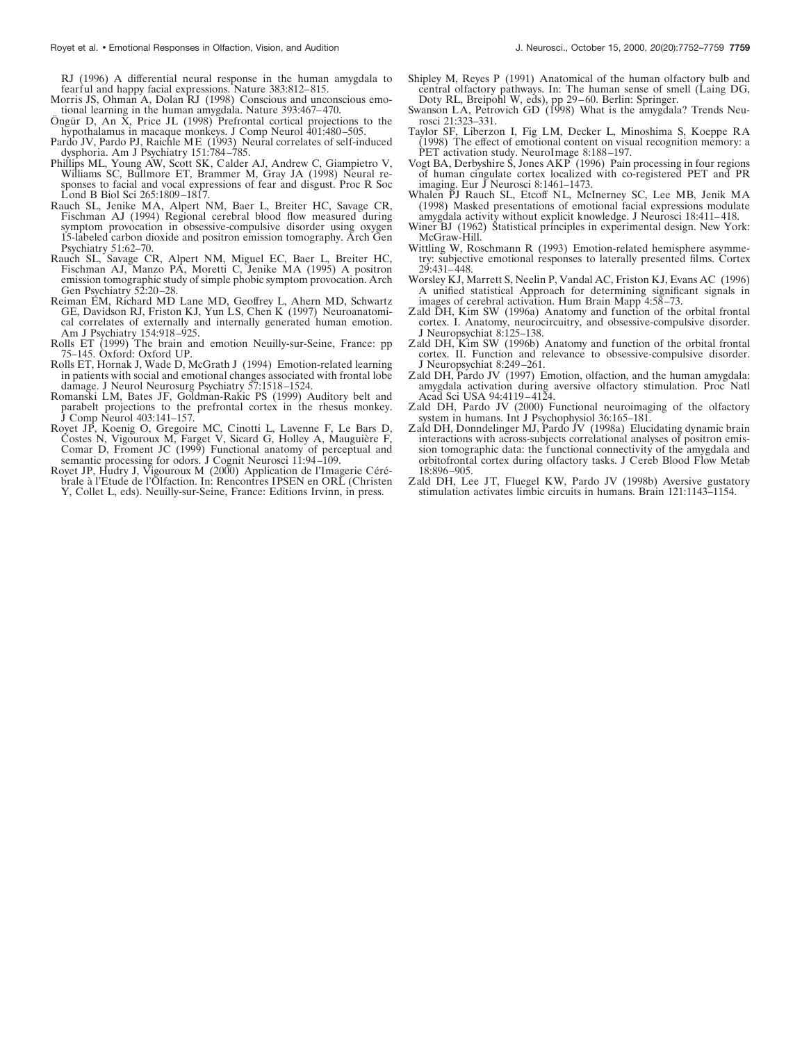RJ (1996) A differential neural response in the human amygdala to fearful and happy facial expressions. Nature 383:812–815.

Morris JS, Ohman A, Dolan RJ (1998) Conscious and unconscious emotional learning in the human amygdala. Nature 393:467–470.

Öngür D, An X, Price JL (1998) Prefrontal cortical projections to the hypothalamus in macaque monkeys. J Comp Neurol 401:480–505.

Pardo JV, Pardo PJ, Raichle ME (1993) Neural correlates of self-induced dysphoria. Am J Psychiatry 151:784–785.

Phillips ML, Young AW, Scott SK, Calder AJ, Andrew C, Giampietro V, Williams SC, Bullmore ET, Brammer M, Gray JA (1998) Neural responses to facial and vocal expressions of fear and disgust. Proc R Soc Lond B Biol Sci 265:1809–1817.

Rauch SL, Jenike MA, Alpert NM, Baer L, Breiter HC, Savage CR, Fischman AJ (1994) Regional cerebral blood flow measured during symptom provocation in obsessive-compulsive disorder using oxygen 15-labeled carbon dioxide and positron emission tomography. Arch Gen Psychiatry 51:62–70.

Rauch SL, Savage CR, Alpert NM, Miguel EC, Baer L, Breiter HC, Fischman AJ, Manzo PA, Moretti C, Jenike MA (1995) A positron emission tomographic study of simple phobic symptom provocation. Arch Gen Psychiatry 52:20–28.

Reiman EM, Richard MD Lane MD, Geoffrey L, Ahern MD, Schwartz GE, Davidson RJ, Friston KJ, Yun LS, Chen K (1997) Neuroanatomical correlates of externally and internally generated human emotion. Am J Psychiatry 154:918–925.

Rolls ET (1999) The brain and emotion Neuilly-sur-Seine, France: pp 75–145. Oxford: Oxford UP.

Rolls ET, Hornak J, Wade D, McGrath J (1994) Emotion-related learning in patients with social and emotional changes associated with frontal lobe damage. J Neurol Neurosurg Psychiatry 57:1518–1524.

Romanski LM, Bates JF, Goldman-Rakic PS (1999) Auditory belt and parabelt projections to the prefrontal cortex in the rhesus monkey. J Comp Neurol 403:141–157.

Royet JP, Koenig O, Gregoire MC, Cinotti L, Lavenne F, Le Bars D, Costes N, Vigouroux M, Farget V, Sicard G, Holley A, Mauguière F, Comar D, Froment JC (1999) Functional anatomy of perceptual and semantic processing for odors. J Cognit Neurosci 11:94–109.

Royet JP, Hudry J, Vigouroux M (2000) Application de l'Imagerie Cérébrale à l'Etude de l'Olfaction. In: Rencontres IPSEN en ORL (Christen Y, Collet L, eds). Neuilly-sur-Seine, France: Editions Irvinn, in press.

Shipley M, Reyes P (1991) Anatomical of the human olfactory bulb and central olfactory pathways. In: The human sense of smell (Laing DG, Doty RL, Breipohl W, eds), pp 29–60. Berlin: Springer.

Swanson LA, Petrovich GD (1998) What is the amygdala? Trends Neurosci 21:323–331.

Taylor SF, Liberzon I, Fig LM, Decker L, Minoshima S, Koeppe RA (1998) The effect of emotional content on visual recognition memory: a PET activation study. NeuroImage 8:188–197.

Vogt BA, Derbyshire S, Jones AKP (1996) Pain processing in four regions of human cingulate cortex localized with co-registered PET and PR imaging. Eur J Neurosci 8:1461–1473.

Whalen PJ Rauch SL, Etcoff NL, McInerney SC, Lee MB, Jenik MA (1998) Masked presentations of emotional facial expressions modulate amygdala activity without explicit knowledge. J Neurosci 18:411–418.

Winer BJ (1962) Statistical principles in experimental design. New York: McGraw-Hill.

Wittling W, Roschmann R (1993) Emotion-related hemisphere asymmetry: subjective emotional responses to laterally presented films. Cortex 29:431–448.

Worsley KJ, Marrett S, Neelin P, Vandal AC, Friston KJ, Evans AC (1996) A unified statistical Approach for determining significant signals in images of cerebral activation. Hum Brain Mapp 4:58–73.

Zald DH, Kim SW (1996a) Anatomy and function of the orbital frontal cortex. I. Anatomy, neurocircuitry, and obsessive-compulsive disorder. J Neuropsychiat 8:125–138.

Zald DH, Kim SW (1996b) Anatomy and function of the orbital frontal cortex. II. Function and relevance to obsessive-compulsive disorder. J Neuropsychiat 8:249–261.

Zald DH, Pardo JV (1997) Emotion, olfaction, and the human amygdala: amygdala activation during aversive olfactory stimulation. Proc Natl Acad Sci USA 94:4119–4124.

Zald DH, Pardo JV (2000) Functional neuroimaging of the olfactory system in humans. Int J Psychophysiol 36:165–181.

Zald DH, Donndelinger MJ, Pardo JV (1998a) Elucidating dynamic brain interactions with across-subjects correlational analyses of positron emission tomographic data: the functional connectivity of the amygdala and orbitofrontal cortex during olfactory tasks. J Cereb Blood Flow Metab 18:896–905.

Zald DH, Lee JT, Fluegel KW, Pardo JV (1998b) Aversive gustatory stimulation activates limbic circuits in humans. Brain 121:1143–1154.